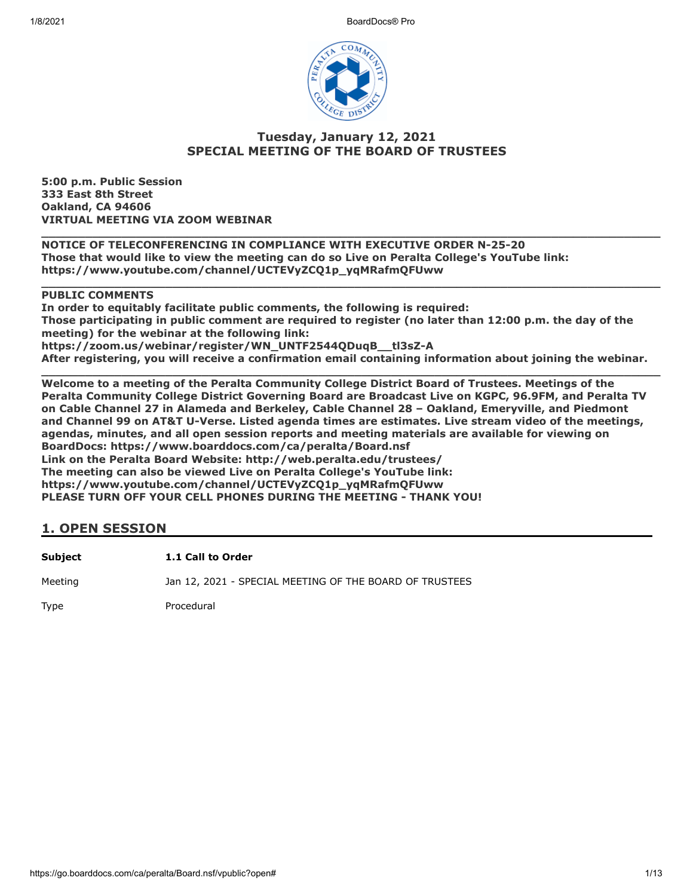## Tuesday, January 12, 2021
## SPECIAL MEETING OF THE BOARD OF TRUSTEES

**5:00 p.m. Public Session**
**333 East 8th Street**
**Oakland, CA 94606**
**VIRTUAL MEETING VIA ZOOM WEBINAR**

---

**NOTICE OF TELECONFERENCING IN COMPLIANCE WITH EXECUTIVE ORDER N-25-20**
**Those that would like to view the meeting can do so Live on Peralta College's YouTube link:**
**https://www.youtube.com/channel/UCTEVyZCQ1p_yqMRafmQFUww**

---

**PUBLIC COMMENTS**
**In order to equitably facilitate public comments, the following is required:**
**Those participating in public comment are required to register (no later than 12:00 p.m. the day of the meeting) for the webinar at the following link:**
**https://zoom.us/webinar/register/WN_UNTF2544QDuqB__tl3sZ-A**
**After registering, you will receive a confirmation email containing information about joining the webinar.**

---

**Welcome to a meeting of the Peralta Community College District Board of Trustees. Meetings of the Peralta Community College District Governing Board are Broadcast Live on KGPC, 96.9FM, and Peralta TV on Cable Channel 27 in Alameda and Berkeley, Cable Channel 28 – Oakland, Emeryville, and Piedmont and Channel 99 on AT&T U-Verse. Listed agenda times are estimates. Live stream video of the meetings, agendas, minutes, and all open session reports and meeting materials are available for viewing on BoardDocs: https://www.boarddocs.com/ca/peralta/Board.nsf**
**Link on the Peralta Board Website: http://web.peralta.edu/trustees/**
**The meeting can also be viewed Live on Peralta College's YouTube link:**
**https://www.youtube.com/channel/UCTEVyZCQ1p_yqMRafmQFUww**
**PLEASE TURN OFF YOUR CELL PHONES DURING THE MEETING - THANK YOU!**

## 1. OPEN SESSION

| **Subject** | **1.1 Call to Order** |
|---|---|
| Meeting | Jan 12, 2021 - SPECIAL MEETING OF THE BOARD OF TRUSTEES |
| Type | Procedural |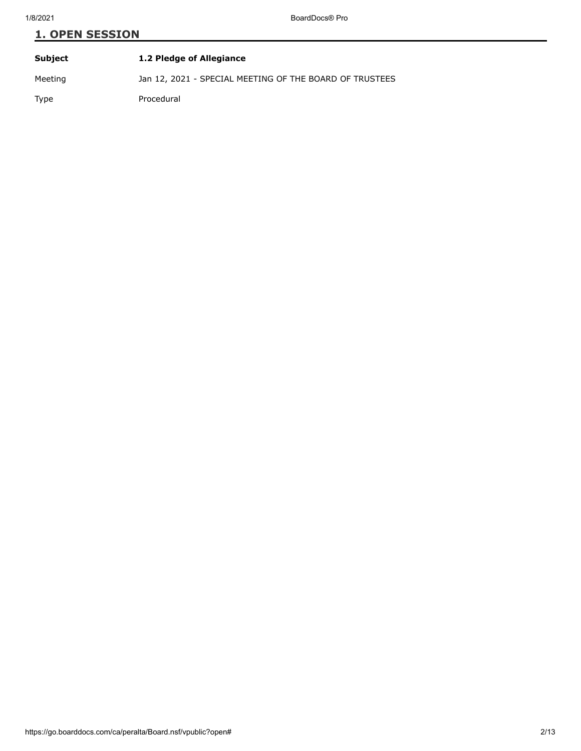## 1. OPEN SESSION

| | |
|---|---|
| **Subject** | **1.2 Pledge of Allegiance** |
| Meeting | Jan 12, 2021 - SPECIAL MEETING OF THE BOARD OF TRUSTEES |
| Type | Procedural |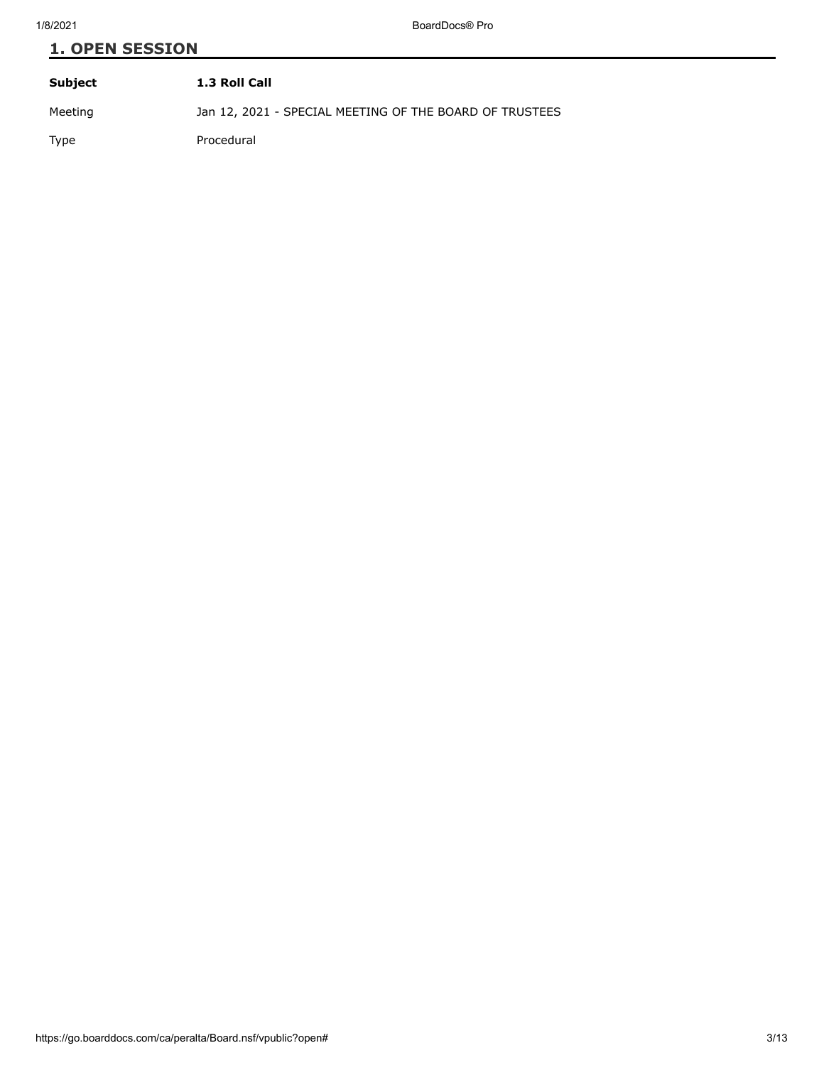## 1. OPEN SESSION

| **Subject** | **1.3 Roll Call** |
| --- | --- |
| Meeting | Jan 12, 2021 - SPECIAL MEETING OF THE BOARD OF TRUSTEES |
| Type | Procedural |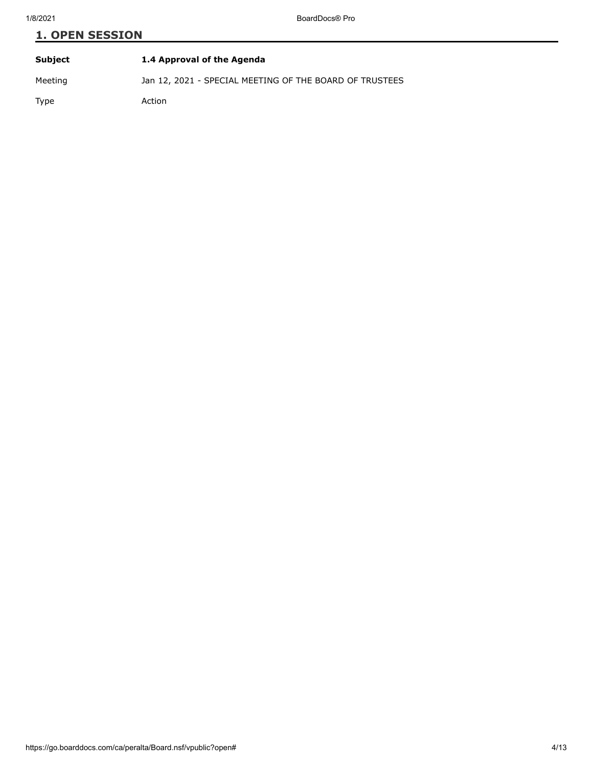## 1. OPEN SESSION

| | |
|---|---|
| **Subject** | **1.4 Approval of the Agenda** |
| Meeting | Jan 12, 2021 - SPECIAL MEETING OF THE BOARD OF TRUSTEES |
| Type | Action |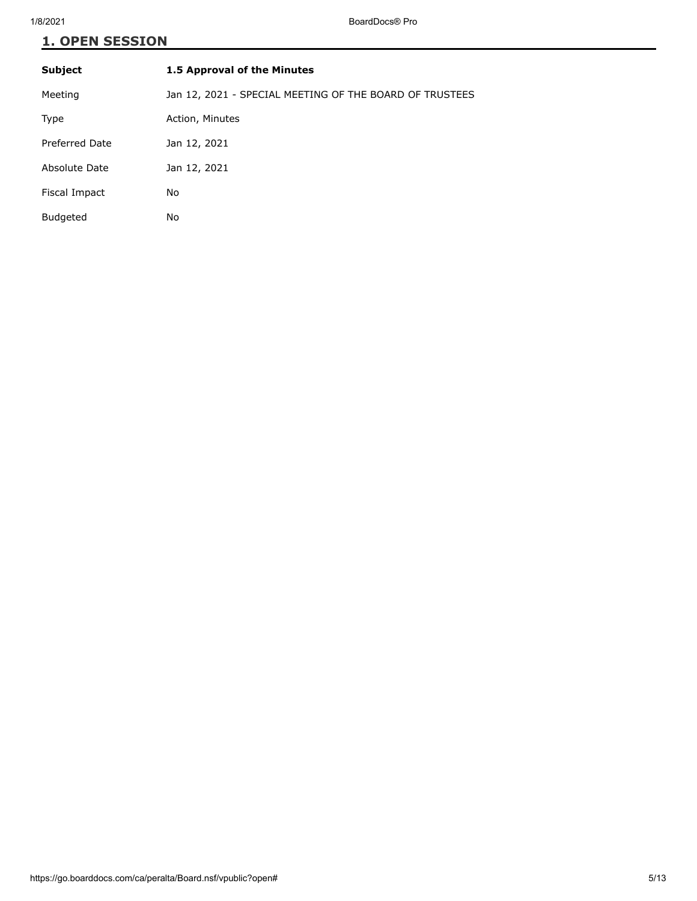## 1. OPEN SESSION

| Subject | 1.5 Approval of the Minutes |
| --- | --- |
| Meeting | Jan 12, 2021 - SPECIAL MEETING OF THE BOARD OF TRUSTEES |
| Type | Action, Minutes |
| Preferred Date | Jan 12, 2021 |
| Absolute Date | Jan 12, 2021 |
| Fiscal Impact | No |
| Budgeted | No |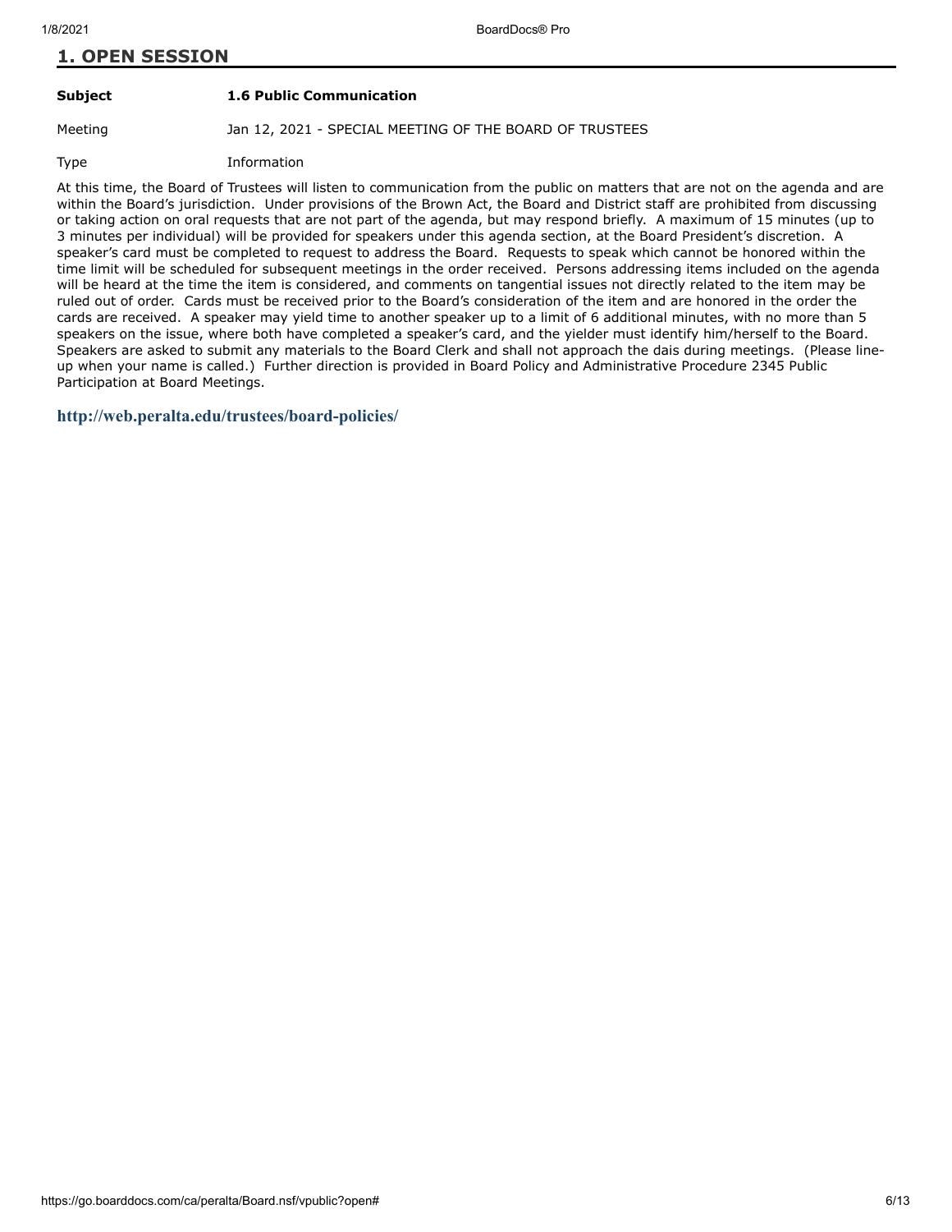# 1. OPEN SESSION

| | |
|---|---|
| **Subject** | **1.6 Public Communication** |
| Meeting | Jan 12, 2021 - SPECIAL MEETING OF THE BOARD OF TRUSTEES |
| Type | Information |

At this time, the Board of Trustees will listen to communication from the public on matters that are not on the agenda and are within the Board's jurisdiction. Under provisions of the Brown Act, the Board and District staff are prohibited from discussing or taking action on oral requests that are not part of the agenda, but may respond briefly. A maximum of 15 minutes (up to 3 minutes per individual) will be provided for speakers under this agenda section, at the Board President's discretion. A speaker's card must be completed to request to address the Board. Requests to speak which cannot be honored within the time limit will be scheduled for subsequent meetings in the order received. Persons addressing items included on the agenda will be heard at the time the item is considered, and comments on tangential issues not directly related to the item may be ruled out of order. Cards must be received prior to the Board's consideration of the item and are honored in the order the cards are received. A speaker may yield time to another speaker up to a limit of 6 additional minutes, with no more than 5 speakers on the issue, where both have completed a speaker's card, and the yielder must identify him/herself to the Board. Speakers are asked to submit any materials to the Board Clerk and shall not approach the dais during meetings. (Please line-up when your name is called.) Further direction is provided in Board Policy and Administrative Procedure 2345 Public Participation at Board Meetings.

**http://web.peralta.edu/trustees/board-policies/**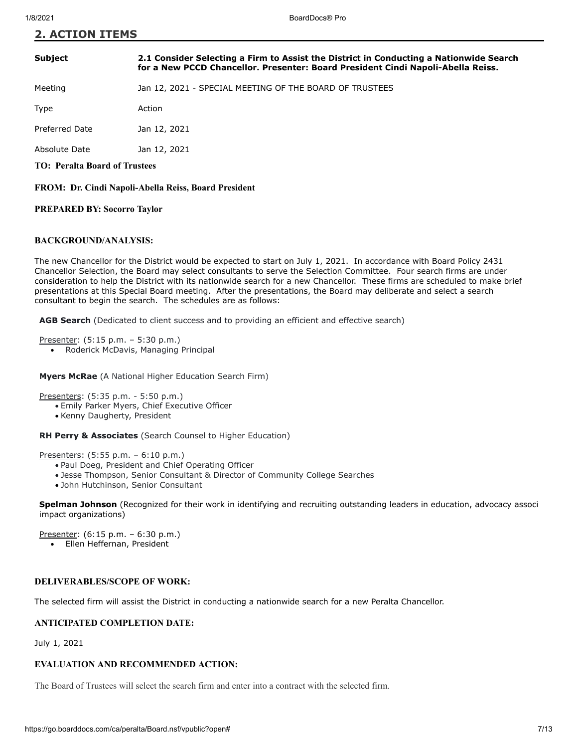## 2. ACTION ITEMS

| | |
|---|---|
| **Subject** | **2.1 Consider Selecting a Firm to Assist the District in Conducting a Nationwide Search for a New PCCD Chancellor. Presenter: Board President Cindi Napoli-Abella Reiss.** |
| Meeting | Jan 12, 2021 - SPECIAL MEETING OF THE BOARD OF TRUSTEES |
| Type | Action |
| Preferred Date | Jan 12, 2021 |
| Absolute Date | Jan 12, 2021 |

**TO: Peralta Board of Trustees**

**FROM: Dr. Cindi Napoli-Abella Reiss, Board President**

**PREPARED BY: Socorro Taylor**

**BACKGROUND/ANALYSIS:**

The new Chancellor for the District would be expected to start on July 1, 2021. In accordance with Board Policy 2431 Chancellor Selection, the Board may select consultants to serve the Selection Committee. Four search firms are under consideration to help the District with its nationwide search for a new Chancellor. These firms are scheduled to make brief presentations at this Special Board meeting. After the presentations, the Board may deliberate and select a search consultant to begin the search. The schedules are as follows:

**AGB Search** (Dedicated to client success and to providing an efficient and effective search)

Presenter: (5:15 p.m. – 5:30 p.m.)

- Roderick McDavis, Managing Principal

**Myers McRae** (A National Higher Education Search Firm)

Presenters: (5:35 p.m. - 5:50 p.m.)

- Emily Parker Myers, Chief Executive Officer
- Kenny Daugherty, President

**RH Perry & Associates** (Search Counsel to Higher Education)

Presenters: (5:55 p.m. – 6:10 p.m.)

- Paul Doeg, President and Chief Operating Officer
- Jesse Thompson, Senior Consultant & Director of Community College Searches
- John Hutchinson, Senior Consultant

**Spelman Johnson** (Recognized for their work in identifying and recruiting outstanding leaders in education, advocacy associ impact organizations)

Presenter: (6:15 p.m. – 6:30 p.m.)

- Ellen Heffernan, President

**DELIVERABLES/SCOPE OF WORK:**

The selected firm will assist the District in conducting a nationwide search for a new Peralta Chancellor.

**ANTICIPATED COMPLETION DATE:**

July 1, 2021

**EVALUATION AND RECOMMENDED ACTION:**

The Board of Trustees will select the search firm and enter into a contract with the selected firm.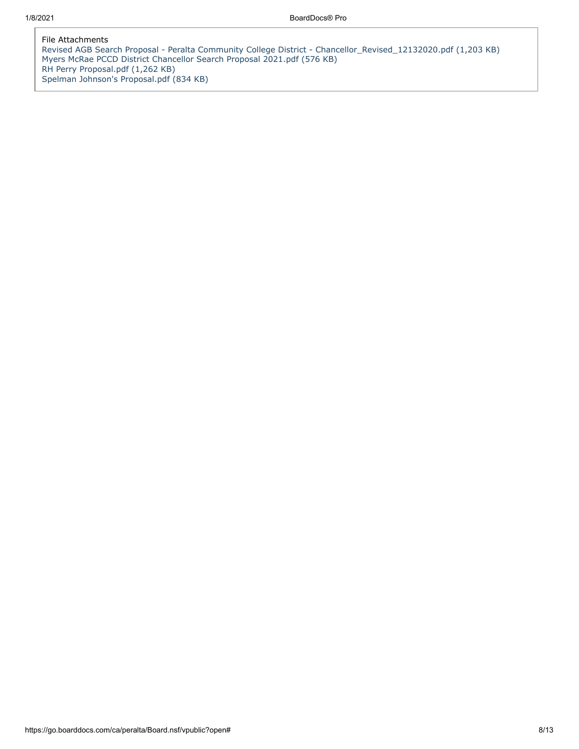File Attachments

Revised AGB Search Proposal - Peralta Community College District - Chancellor_Revised_12132020.pdf (1,203 KB)
Myers McRae PCCD District Chancellor Search Proposal 2021.pdf (576 KB)
RH Perry Proposal.pdf (1,262 KB)
Spelman Johnson's Proposal.pdf (834 KB)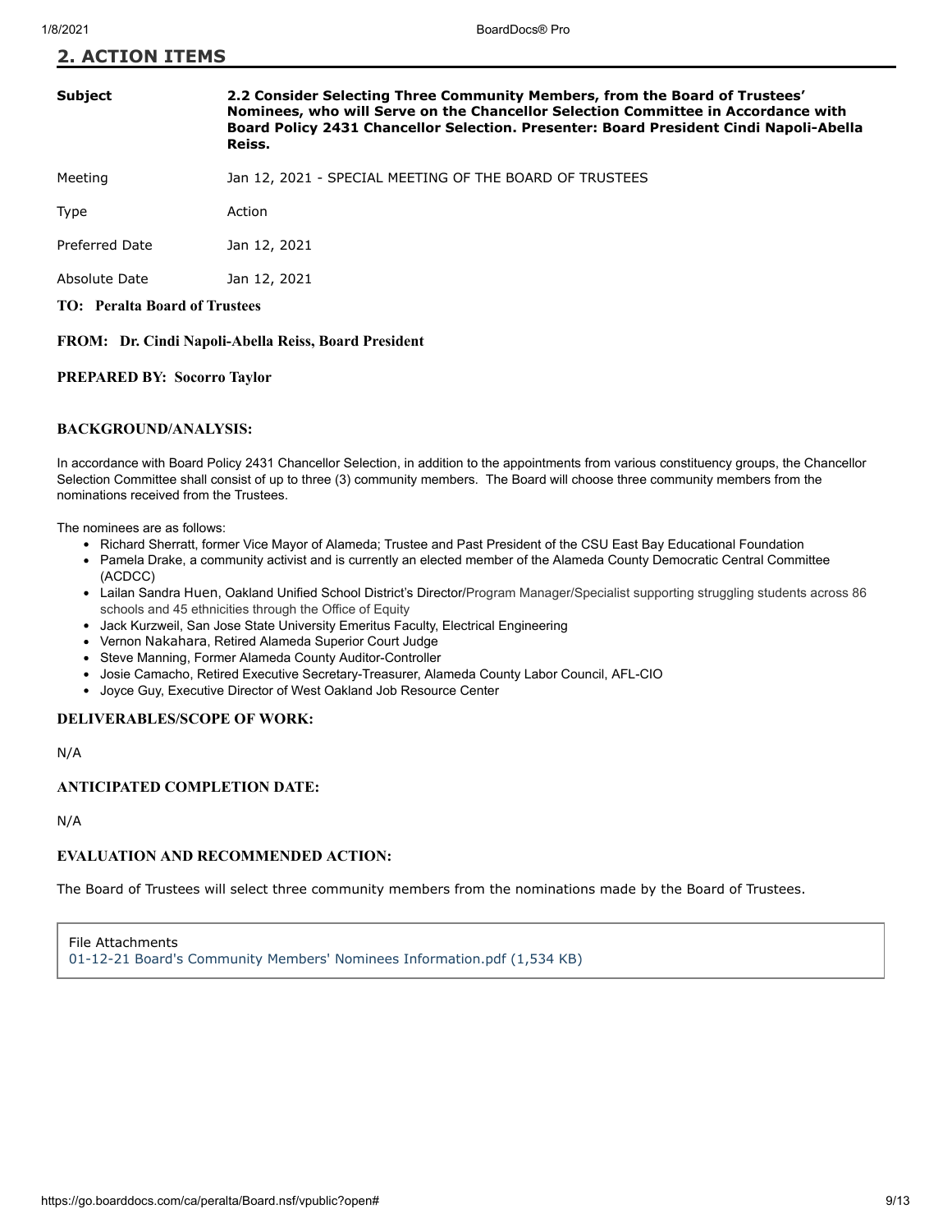## 2. ACTION ITEMS

| | |
|---|---|
| **Subject** | **2.2 Consider Selecting Three Community Members, from the Board of Trustees' Nominees, who will Serve on the Chancellor Selection Committee in Accordance with Board Policy 2431 Chancellor Selection. Presenter: Board President Cindi Napoli-Abella Reiss.** |
| Meeting | Jan 12, 2021 - SPECIAL MEETING OF THE BOARD OF TRUSTEES |
| Type | Action |
| Preferred Date | Jan 12, 2021 |
| Absolute Date | Jan 12, 2021 |

**TO: Peralta Board of Trustees**

**FROM: Dr. Cindi Napoli-Abella Reiss, Board President**

**PREPARED BY: Socorro Taylor**

### BACKGROUND/ANALYSIS:

In accordance with Board Policy 2431 Chancellor Selection, in addition to the appointments from various constituency groups, the Chancellor Selection Committee shall consist of up to three (3) community members. The Board will choose three community members from the nominations received from the Trustees.

The nominees are as follows:

- Richard Sherratt, former Vice Mayor of Alameda; Trustee and Past President of the CSU East Bay Educational Foundation
- Pamela Drake, a community activist and is currently an elected member of the Alameda County Democratic Central Committee (ACDCC)
- Lailan Sandra Huen, Oakland Unified School District's Director/Program Manager/Specialist supporting struggling students across 86 schools and 45 ethnicities through the Office of Equity
- Jack Kurzweil, San Jose State University Emeritus Faculty, Electrical Engineering
- Vernon Nakahara, Retired Alameda Superior Court Judge
- Steve Manning, Former Alameda County Auditor-Controller
- Josie Camacho, Retired Executive Secretary-Treasurer, Alameda County Labor Council, AFL-CIO
- Joyce Guy, Executive Director of West Oakland Job Resource Center

### DELIVERABLES/SCOPE OF WORK:

N/A

### ANTICIPATED COMPLETION DATE:

N/A

### EVALUATION AND RECOMMENDED ACTION:

The Board of Trustees will select three community members from the nominations made by the Board of Trustees.

File Attachments
01-12-21 Board's Community Members' Nominees Information.pdf (1,534 KB)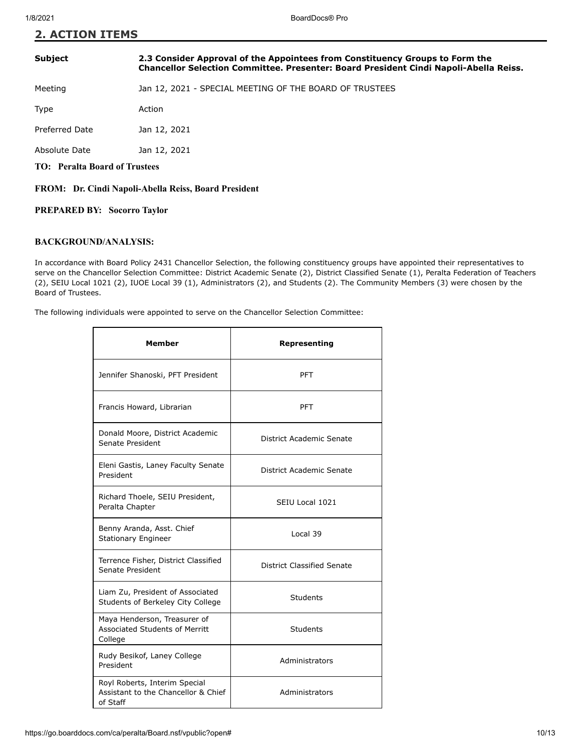## 2. ACTION ITEMS

| | |
|---|---|
| **Subject** | **2.3 Consider Approval of the Appointees from Constituency Groups to Form the Chancellor Selection Committee. Presenter: Board President Cindi Napoli-Abella Reiss.** |
| Meeting | Jan 12, 2021 - SPECIAL MEETING OF THE BOARD OF TRUSTEES |
| Type | Action |
| Preferred Date | Jan 12, 2021 |
| Absolute Date | Jan 12, 2021 |

**TO: Peralta Board of Trustees**

**FROM: Dr. Cindi Napoli-Abella Reiss, Board President**

**PREPARED BY: Socorro Taylor**

**BACKGROUND/ANALYSIS:**

In accordance with Board Policy 2431 Chancellor Selection, the following constituency groups have appointed their representatives to serve on the Chancellor Selection Committee: District Academic Senate (2), District Classified Senate (1), Peralta Federation of Teachers (2), SEIU Local 1021 (2), IUOE Local 39 (1), Administrators (2), and Students (2). The Community Members (3) were chosen by the Board of Trustees.

The following individuals were appointed to serve on the Chancellor Selection Committee:

| Member | Representing |
|---|---|
| Jennifer Shanoski, PFT President | PFT |
| Francis Howard, Librarian | PFT |
| Donald Moore, District Academic Senate President | District Academic Senate |
| Eleni Gastis, Laney Faculty Senate President | District Academic Senate |
| Richard Thoele, SEIU President, Peralta Chapter | SEIU Local 1021 |
| Benny Aranda, Asst. Chief Stationary Engineer | Local 39 |
| Terrence Fisher, District Classified Senate President | District Classified Senate |
| Liam Zu, President of Associated Students of Berkeley City College | Students |
| Maya Henderson, Treasurer of Associated Students of Merritt College | Students |
| Rudy Besikof, Laney College President | Administrators |
| Royl Roberts, Interim Special Assistant to the Chancellor & Chief of Staff | Administrators |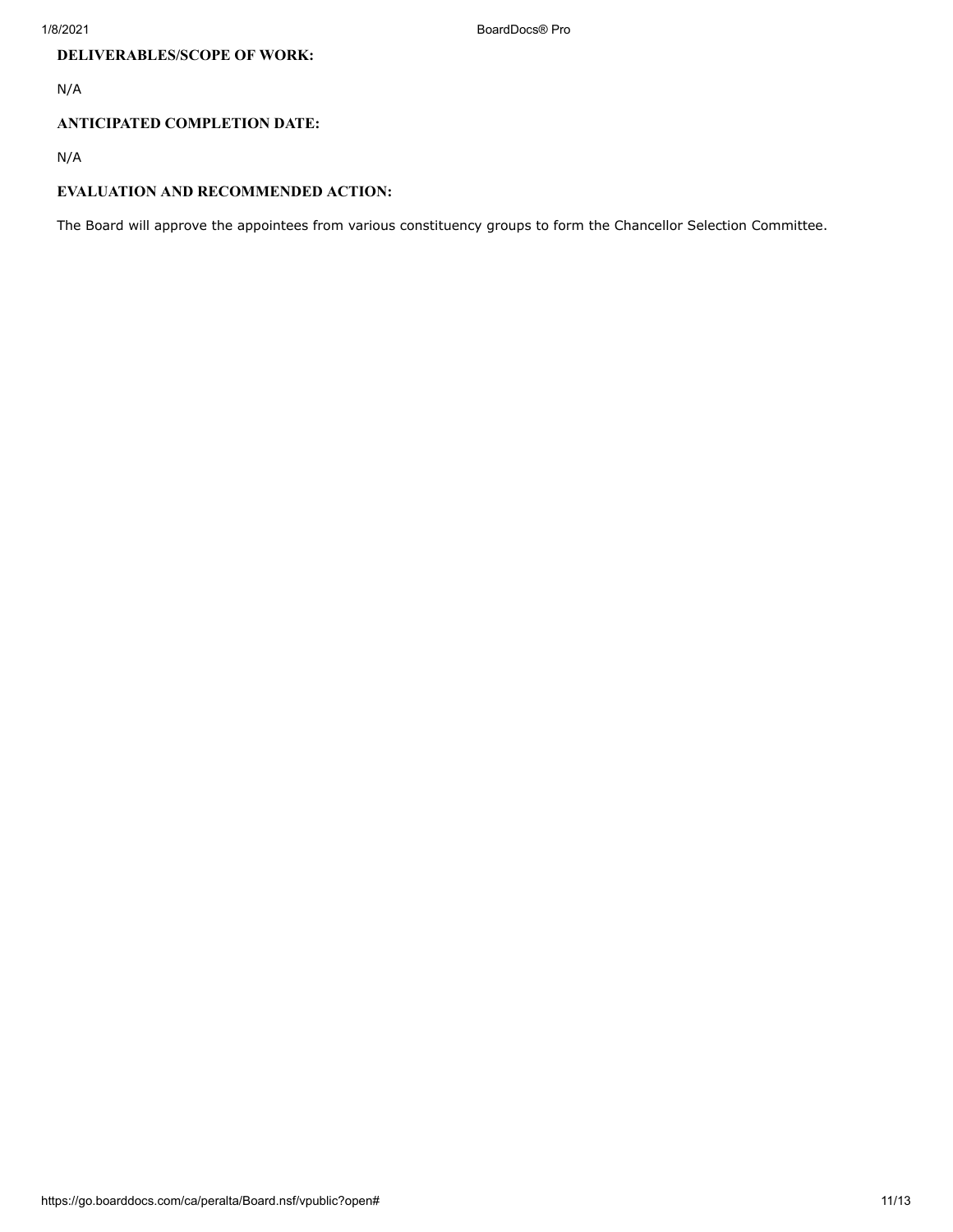**DELIVERABLES/SCOPE OF WORK:**

N/A

**ANTICIPATED COMPLETION DATE:**

N/A

**EVALUATION AND RECOMMENDED ACTION:**

The Board will approve the appointees from various constituency groups to form the Chancellor Selection Committee.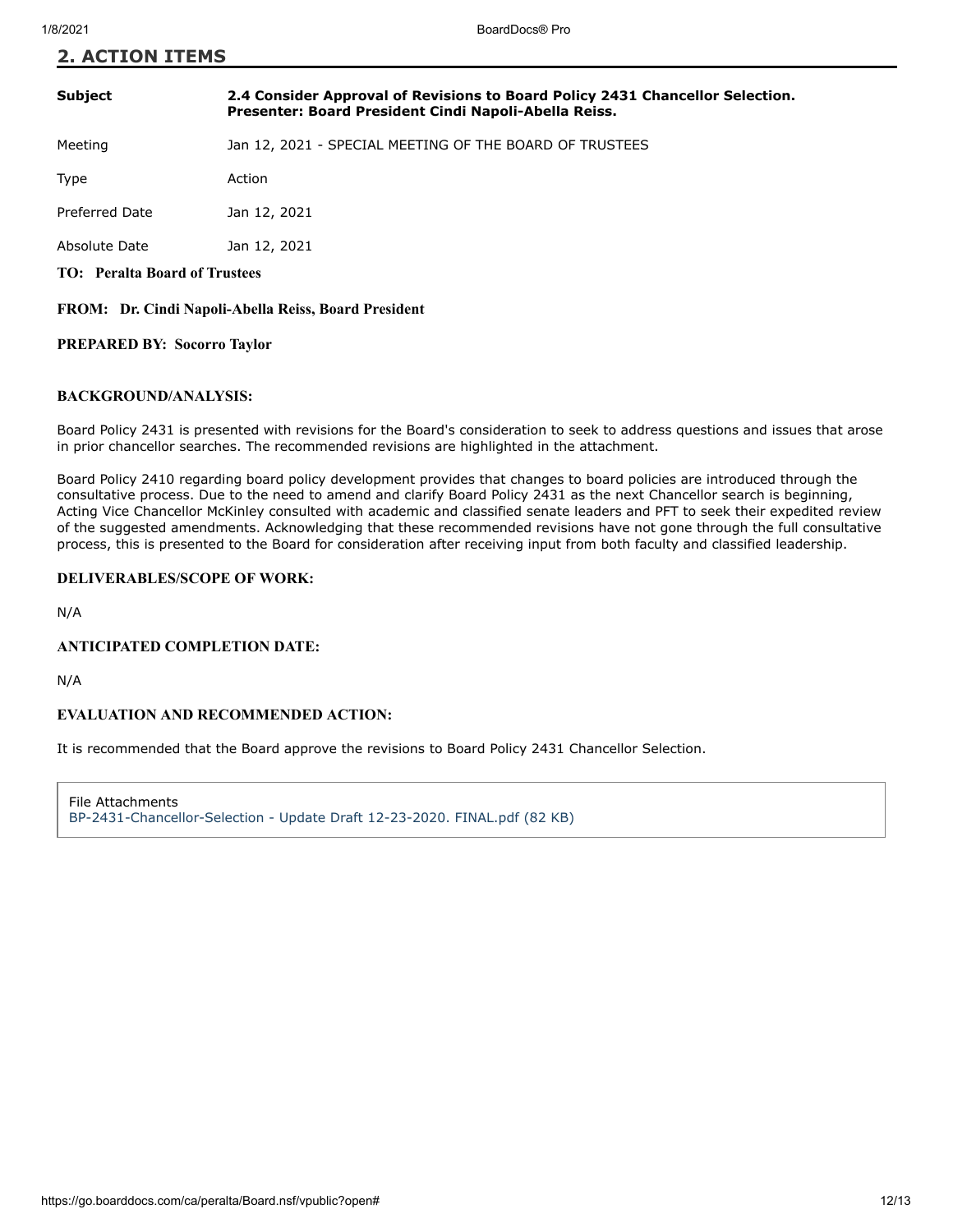## 2. ACTION ITEMS

| | |
|---|---|
| **Subject** | **2.4 Consider Approval of Revisions to Board Policy 2431 Chancellor Selection. Presenter: Board President Cindi Napoli-Abella Reiss.** |
| Meeting | Jan 12, 2021 - SPECIAL MEETING OF THE BOARD OF TRUSTEES |
| Type | Action |
| Preferred Date | Jan 12, 2021 |
| Absolute Date | Jan 12, 2021 |

**TO: Peralta Board of Trustees**

**FROM: Dr. Cindi Napoli-Abella Reiss, Board President**

**PREPARED BY: Socorro Taylor**

**BACKGROUND/ANALYSIS:**

Board Policy 2431 is presented with revisions for the Board's consideration to seek to address questions and issues that arose in prior chancellor searches. The recommended revisions are highlighted in the attachment.

Board Policy 2410 regarding board policy development provides that changes to board policies are introduced through the consultative process. Due to the need to amend and clarify Board Policy 2431 as the next Chancellor search is beginning, Acting Vice Chancellor McKinley consulted with academic and classified senate leaders and PFT to seek their expedited review of the suggested amendments. Acknowledging that these recommended revisions have not gone through the full consultative process, this is presented to the Board for consideration after receiving input from both faculty and classified leadership.

**DELIVERABLES/SCOPE OF WORK:**

N/A

**ANTICIPATED COMPLETION DATE:**

N/A

**EVALUATION AND RECOMMENDED ACTION:**

It is recommended that the Board approve the revisions to Board Policy 2431 Chancellor Selection.

File Attachments
BP-2431-Chancellor-Selection - Update Draft 12-23-2020. FINAL.pdf (82 KB)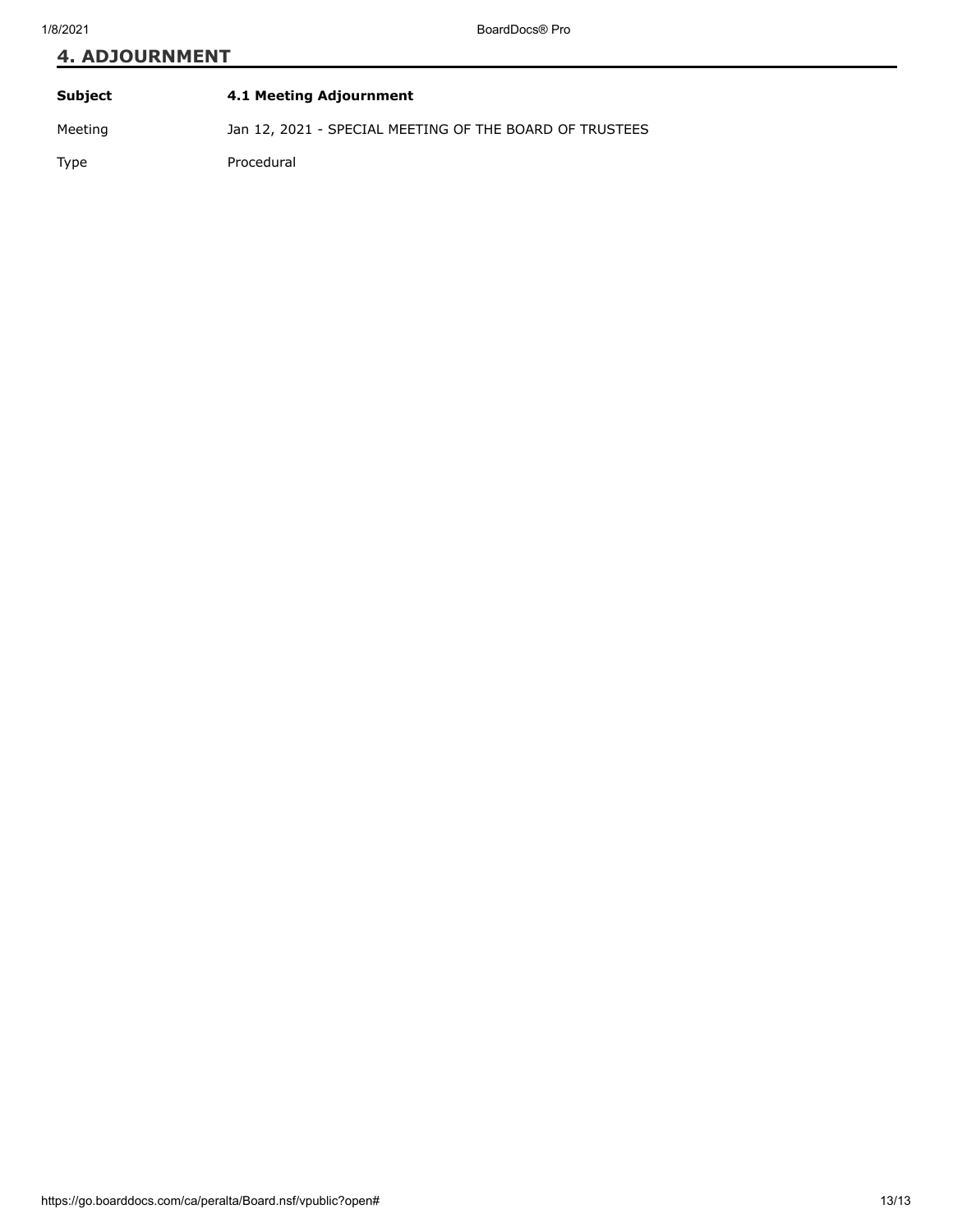## 4. ADJOURNMENT

| | |
|---|---|
| **Subject** | **4.1 Meeting Adjournment** |
| Meeting | Jan 12, 2021 - SPECIAL MEETING OF THE BOARD OF TRUSTEES |
| Type | Procedural |